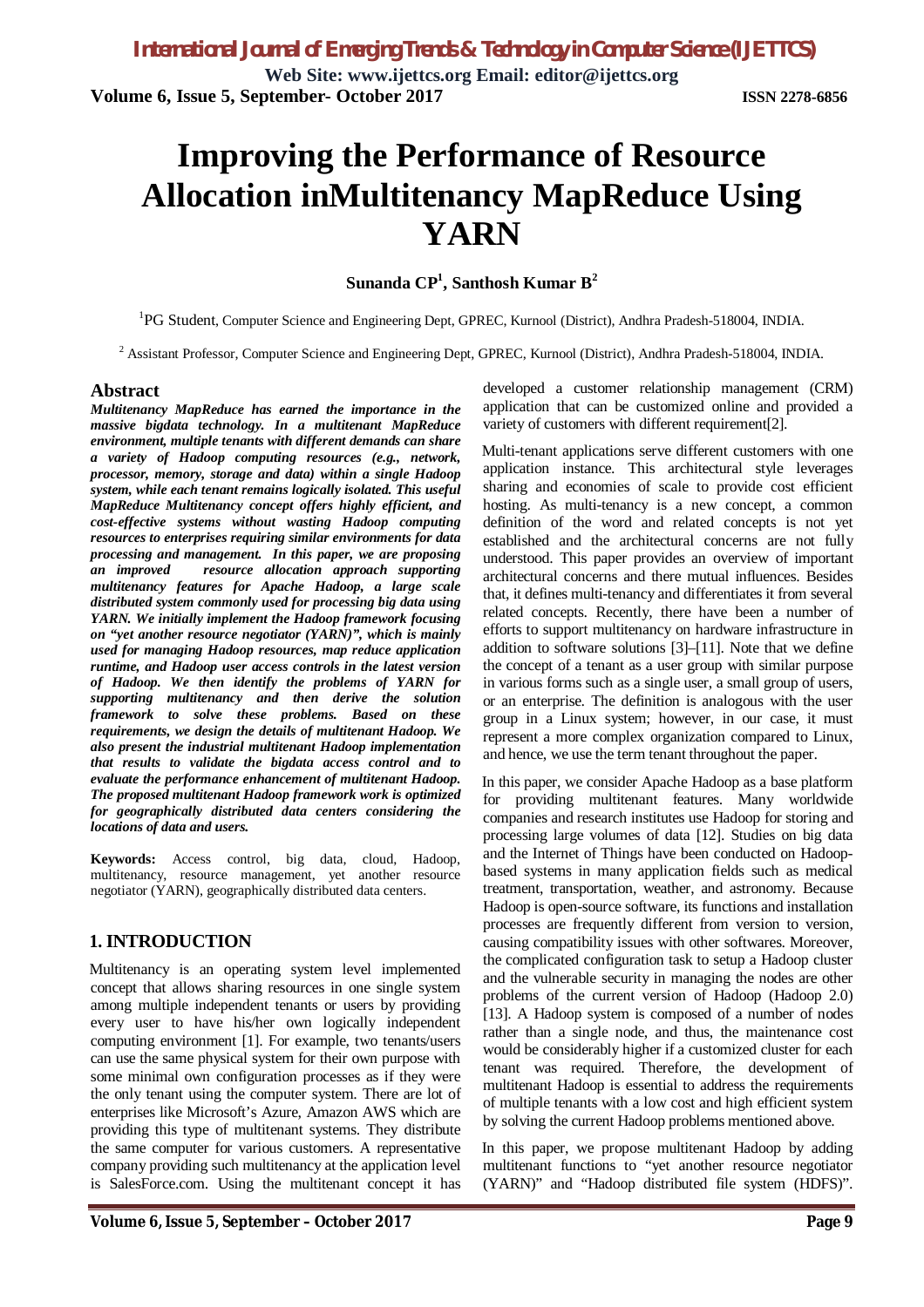# Improving the Performance of Resource Allocation inMultitenancy MapReduce Using YARN

**Sunanda CP[1], Santhosh Kumar B[2]**

[1]PG Student, Computer Science and Engineering Dept, GPREC, Kurnool (District), Andhra Pradesh-518004, INDIA.

[2] Assistant Professor, Computer Science and Engineering Dept, GPREC, Kurnool (District), Andhra Pradesh-518004, INDIA.

## Abstract

***Multitenancy MapReduce has earned the importance in the massive bigdata technology. In a multitenant MapReduce environment, multiple tenants with different demands can share a variety of Hadoop computing resources (e.g., network, processor, memory, storage and data) within a single Hadoop system, while each tenant remains logically isolated. This useful MapReduce Multitenancy concept offers highly efficient, and cost-effective systems without wasting Hadoop computing resources to enterprises requiring similar environments for data processing and management. In this paper, we are proposing an improved resource allocation approach supporting multitenancy features for Apache Hadoop, a large scale distributed system commonly used for processing big data using YARN. We initially implement the Hadoop framework focusing on "yet another resource negotiator (YARN)", which is mainly used for managing Hadoop resources, map reduce application runtime, and Hadoop user access controls in the latest version of Hadoop. We then identify the problems of YARN for supporting multitenancy and then derive the solution framework to solve these problems. Based on these requirements, we design the details of multitenant Hadoop. We also present the industrial multitenant Hadoop implementation that results to validate the bigdata access control and to evaluate the performance enhancement of multitenant Hadoop. The proposed multitenant Hadoop framework work is optimized for geographically distributed data centers considering the locations of data and users.***

**Keywords:** Access control, big data, cloud, Hadoop, multitenancy, resource management, yet another resource negotiator (YARN), geographically distributed data centers.

## 1. INTRODUCTION

Multitenancy is an operating system level implemented concept that allows sharing resources in one single system among multiple independent tenants or users by providing every user to have his/her own logically independent computing environment [1]. For example, two tenants/users can use the same physical system for their own purpose with some minimal own configuration processes as if they were the only tenant using the computer system. There are lot of enterprises like Microsoft's Azure, Amazon AWS which are providing this type of multitenant systems. They distribute the same computer for various customers. A representative company providing such multitenancy at the application level is SalesForce.com. Using the multitenant concept it has developed a customer relationship management (CRM) application that can be customized online and provided a variety of customers with different requirement[2].

Multi-tenant applications serve different customers with one application instance. This architectural style leverages sharing and economies of scale to provide cost efficient hosting. As multi-tenancy is a new concept, a common definition of the word and related concepts is not yet established and the architectural concerns are not fully understood. This paper provides an overview of important architectural concerns and there mutual influences. Besides that, it defines multi-tenancy and differentiates it from several related concepts. Recently, there have been a number of efforts to support multitenancy on hardware infrastructure in addition to software solutions [3]–[11]. Note that we define the concept of a tenant as a user group with similar purpose in various forms such as a single user, a small group of users, or an enterprise. The definition is analogous with the user group in a Linux system; however, in our case, it must represent a more complex organization compared to Linux, and hence, we use the term tenant throughout the paper.

In this paper, we consider Apache Hadoop as a base platform for providing multitenant features. Many worldwide companies and research institutes use Hadoop for storing and processing large volumes of data [12]. Studies on big data and the Internet of Things have been conducted on Hadoop-based systems in many application fields such as medical treatment, transportation, weather, and astronomy. Because Hadoop is open-source software, its functions and installation processes are frequently different from version to version, causing compatibility issues with other softwares. Moreover, the complicated configuration task to setup a Hadoop cluster and the vulnerable security in managing the nodes are other problems of the current version of Hadoop (Hadoop 2.0) [13]. A Hadoop system is composed of a number of nodes rather than a single node, and thus, the maintenance cost would be considerably higher if a customized cluster for each tenant was required. Therefore, the development of multitenant Hadoop is essential to address the requirements of multiple tenants with a low cost and high efficient system by solving the current Hadoop problems mentioned above.

In this paper, we propose multitenant Hadoop by adding multitenant functions to "yet another resource negotiator (YARN)" and "Hadoop distributed file system (HDFS)".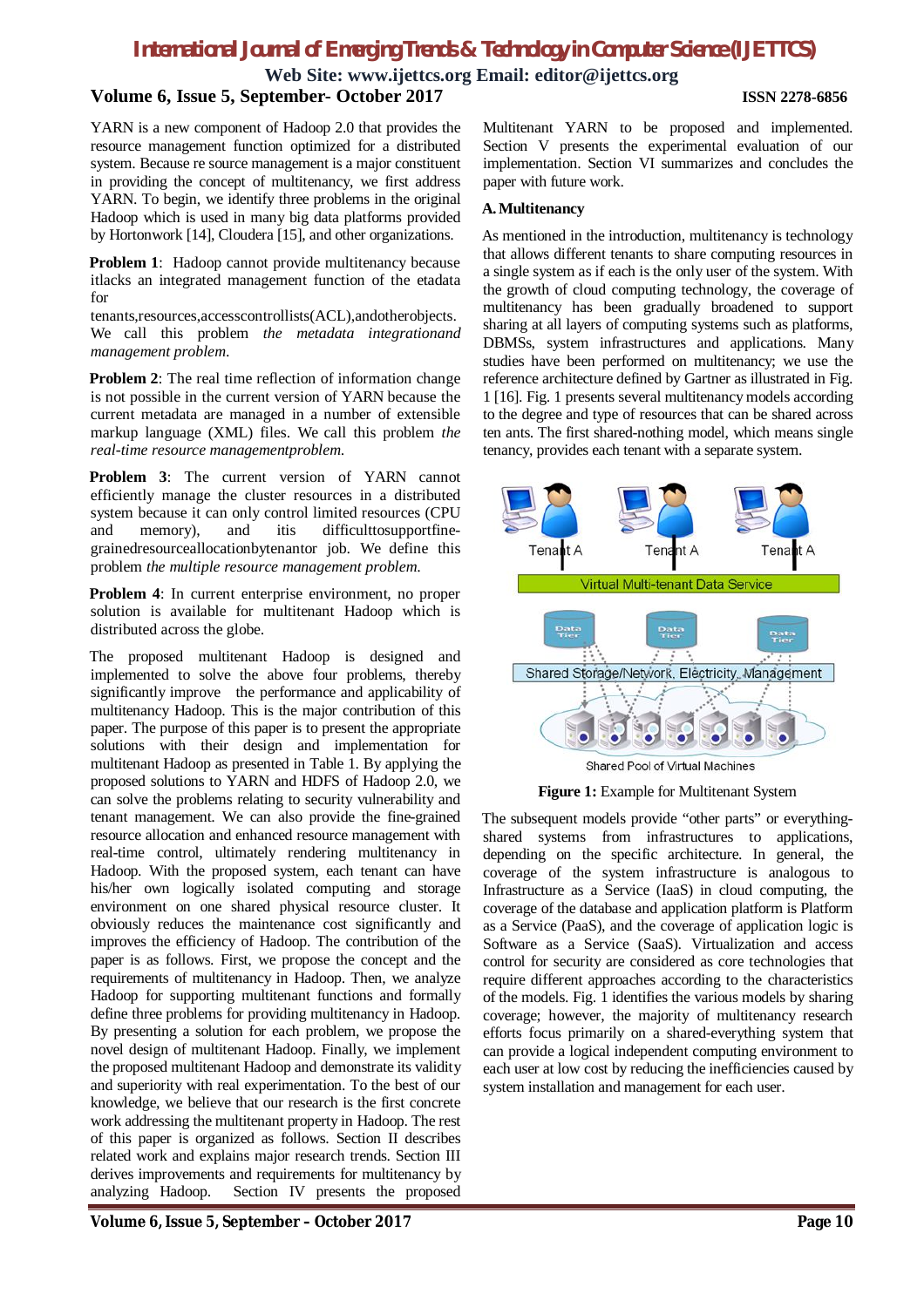YARN is a new component of Hadoop 2.0 that provides the resource management function optimized for a distributed system. Because re source management is a major constituent in providing the concept of multitenancy, we first address YARN. To begin, we identify three problems in the original Hadoop which is used in many big data platforms provided by Hortonwork [14], Cloudera [15], and other organizations.

**Problem 1**: Hadoop cannot provide multitenancy because itlacks an integrated management function of the etadata for tenants,resources,accesscontrollists(ACL),andotherobjects. We call this problem *the metadata integrationand management problem*.

**Problem 2**: The real time reflection of information change is not possible in the current version of YARN because the current metadata are managed in a number of extensible markup language (XML) files. We call this problem *the real-time resource managementproblem.*

**Problem 3**: The current version of YARN cannot efficiently manage the cluster resources in a distributed system because it can only control limited resources (CPU and memory), and itis difficulttosupportfine-grainedresourceallocationbytenantor job. We define this problem *the multiple resource management problem.*

**Problem 4**: In current enterprise environment, no proper solution is available for multitenant Hadoop which is distributed across the globe.

The proposed multitenant Hadoop is designed and implemented to solve the above four problems, thereby significantly improve the performance and applicability of multitenancy Hadoop. This is the major contribution of this paper. The purpose of this paper is to present the appropriate solutions with their design and implementation for multitenant Hadoop as presented in Table 1. By applying the proposed solutions to YARN and HDFS of Hadoop 2.0, we can solve the problems relating to security vulnerability and tenant management. We can also provide the fine-grained resource allocation and enhanced resource management with real-time control, ultimately rendering multitenancy in Hadoop. With the proposed system, each tenant can have his/her own logically isolated computing and storage environment on one shared physical resource cluster. It obviously reduces the maintenance cost significantly and improves the efficiency of Hadoop. The contribution of the paper is as follows. First, we propose the concept and the requirements of multitenancy in Hadoop. Then, we analyze Hadoop for supporting multitenant functions and formally define three problems for providing multitenancy in Hadoop. By presenting a solution for each problem, we propose the novel design of multitenant Hadoop. Finally, we implement the proposed multitenant Hadoop and demonstrate its validity and superiority with real experimentation. To the best of our knowledge, we believe that our research is the first concrete work addressing the multitenant property in Hadoop. The rest of this paper is organized as follows. Section II describes related work and explains major research trends. Section III derives improvements and requirements for multitenancy by analyzing Hadoop. Section IV presents the proposed Multitenant YARN to be proposed and implemented. Section V presents the experimental evaluation of our implementation. Section VI summarizes and concludes the paper with future work.

### A. Multitenancy

As mentioned in the introduction, multitenancy is technology that allows different tenants to share computing resources in a single system as if each is the only user of the system. With the growth of cloud computing technology, the coverage of multitenancy has been gradually broadened to support sharing at all layers of computing systems such as platforms, DBMSs, system infrastructures and applications. Many studies have been performed on multitenancy; we use the reference architecture defined by Gartner as illustrated in Fig. 1 [16]. Fig. 1 presents several multitenancy models according to the degree and type of resources that can be shared across ten ants. The first shared-nothing model, which means single tenancy, provides each tenant with a separate system.

Tenant A | Tenant A | Tenant A

Virtual Multi-tenant Data Service

Data Tier | Data Tier | Data Tier

Shared Storage/Network, Electricity, Management

Shared Pool of Virtual Machines

**Figure 1:** Example for Multitenant System

The subsequent models provide "other parts" or everything-shared systems from infrastructures to applications, depending on the specific architecture. In general, the coverage of the system infrastructure is analogous to Infrastructure as a Service (IaaS) in cloud computing, the coverage of the database and application platform is Platform as a Service (PaaS), and the coverage of application logic is Software as a Service (SaaS). Virtualization and access control for security are considered as core technologies that require different approaches according to the characteristics of the models. Fig. 1 identifies the various models by sharing coverage; however, the majority of multitenancy research efforts focus primarily on a shared-everything system that can provide a logical independent computing environment to each user at low cost by reducing the inefficiencies caused by system installation and management for each user.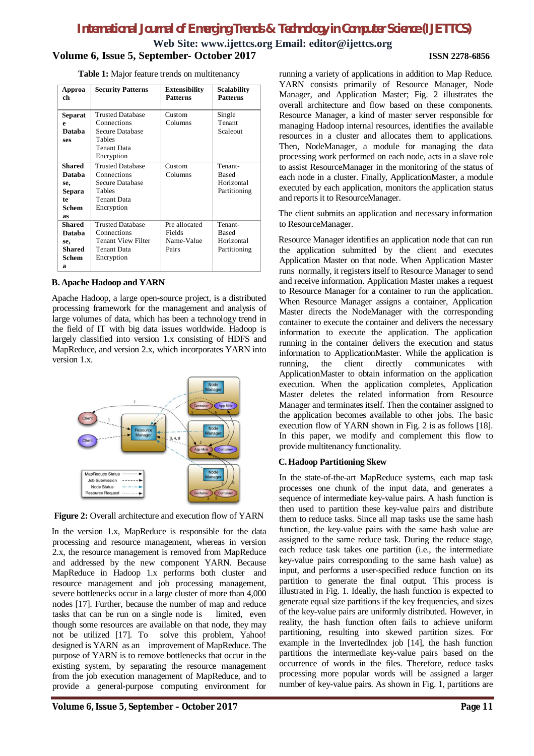**Table 1:** Major feature trends on multitenancy

| Approach | Security Patterns | Extensibility Patterns | Scalability Patterns |
|---|---|---|---|
| Separate Databases | Trusted Database Connections<br>Secure Database Tables<br>Tenant Data Encryption | Custom Columns | Single Tenant Scaleout |
| Shared Database, Separate Schemas | Trusted Database Connections<br>Secure Database Tables<br>Tenant Data Encryption | Custom Columns | Tenant-Based Horizontal Partitioning |
| Shared Database, Shared Schema | Trusted Database Connections<br>Tenant View Filter<br>Tenant Data Encryption | Pre allocated Fields<br>Name-Value Pairs | Tenant-Based Horizontal Partitioning |

### B. Apache Hadoop and YARN

Apache Hadoop, a large open-source project, is a distributed processing framework for the management and analysis of large volumes of data, which has been a technology trend in the field of IT with big data issues worldwide. Hadoop is largely classified into version 1.x consisting of HDFS and MapReduce, and version 2.x, which incorporates YARN into version 1.x.

**Figure 2:** Overall architecture and execution flow of YARN

In the version 1.x, MapReduce is responsible for the data processing and resource management, whereas in version 2.x, the resource management is removed from MapReduce and addressed by the new component YARN. Because MapReduce in Hadoop 1.x performs both cluster and resource management and job processing management, severe bottlenecks occur in a large cluster of more than 4,000 nodes [17]. Further, because the number of map and reduce tasks that can be run on a single node is limited, even though some resources are available on that node, they may not be utilized [17]. To solve this problem, Yahoo! designed is YARN as an improvement of MapReduce. The purpose of YARN is to remove bottlenecks that occur in the existing system, by separating the resource management from the job execution management of MapReduce, and to provide a general-purpose computing environment for running a variety of applications in addition to Map Reduce. YARN consists primarily of Resource Manager, Node Manager, and Application Master; Fig. 2 illustrates the overall architecture and flow based on these components. Resource Manager, a kind of master server responsible for managing Hadoop internal resources, identifies the available resources in a cluster and allocates them to applications. Then, NodeManager, a module for managing the data processing work performed on each node, acts in a slave role to assist ResourceManager in the monitoring of the status of each node in a cluster. Finally, ApplicationMaster, a module executed by each application, monitors the application status and reports it to ResourceManager.

The client submits an application and necessary information to ResourceManager.

Resource Manager identifies an application node that can run the application submitted by the client and executes Application Master on that node. When Application Master runs normally, it registers itself to Resource Manager to send and receive information. Application Master makes a request to Resource Manager for a container to run the application. When Resource Manager assigns a container, Application Master directs the NodeManager with the corresponding container to execute the container and delivers the necessary information to execute the application. The application running in the container delivers the execution and status information to ApplicationMaster. While the application is running, the client directly communicates with ApplicationMaster to obtain information on the application execution. When the application completes, Application Master deletes the related information from Resource Manager and terminates itself. Then the container assigned to the application becomes available to other jobs. The basic execution flow of YARN shown in Fig. 2 is as follows [18]. In this paper, we modify and complement this flow to provide multitenancy functionality.

### C. Hadoop Partitioning Skew

In the state-of-the-art MapReduce systems, each map task processes one chunk of the input data, and generates a sequence of intermediate key-value pairs. A hash function is then used to partition these key-value pairs and distribute them to reduce tasks. Since all map tasks use the same hash function, the key-value pairs with the same hash value are assigned to the same reduce task. During the reduce stage, each reduce task takes one partition (i.e., the intermediate key-value pairs corresponding to the same hash value) as input, and performs a user-specified reduce function on its partition to generate the final output. This process is illustrated in Fig. 1. Ideally, the hash function is expected to generate equal size partitions if the key frequencies, and sizes of the key-value pairs are uniformly distributed. However, in reality, the hash function often fails to achieve uniform partitioning, resulting into skewed partition sizes. For example in the InvertedIndex job [14], the hash function partitions the intermediate key-value pairs based on the occurrence of words in the files. Therefore, reduce tasks processing more popular words will be assigned a larger number of key-value pairs. As shown in Fig. 1, partitions are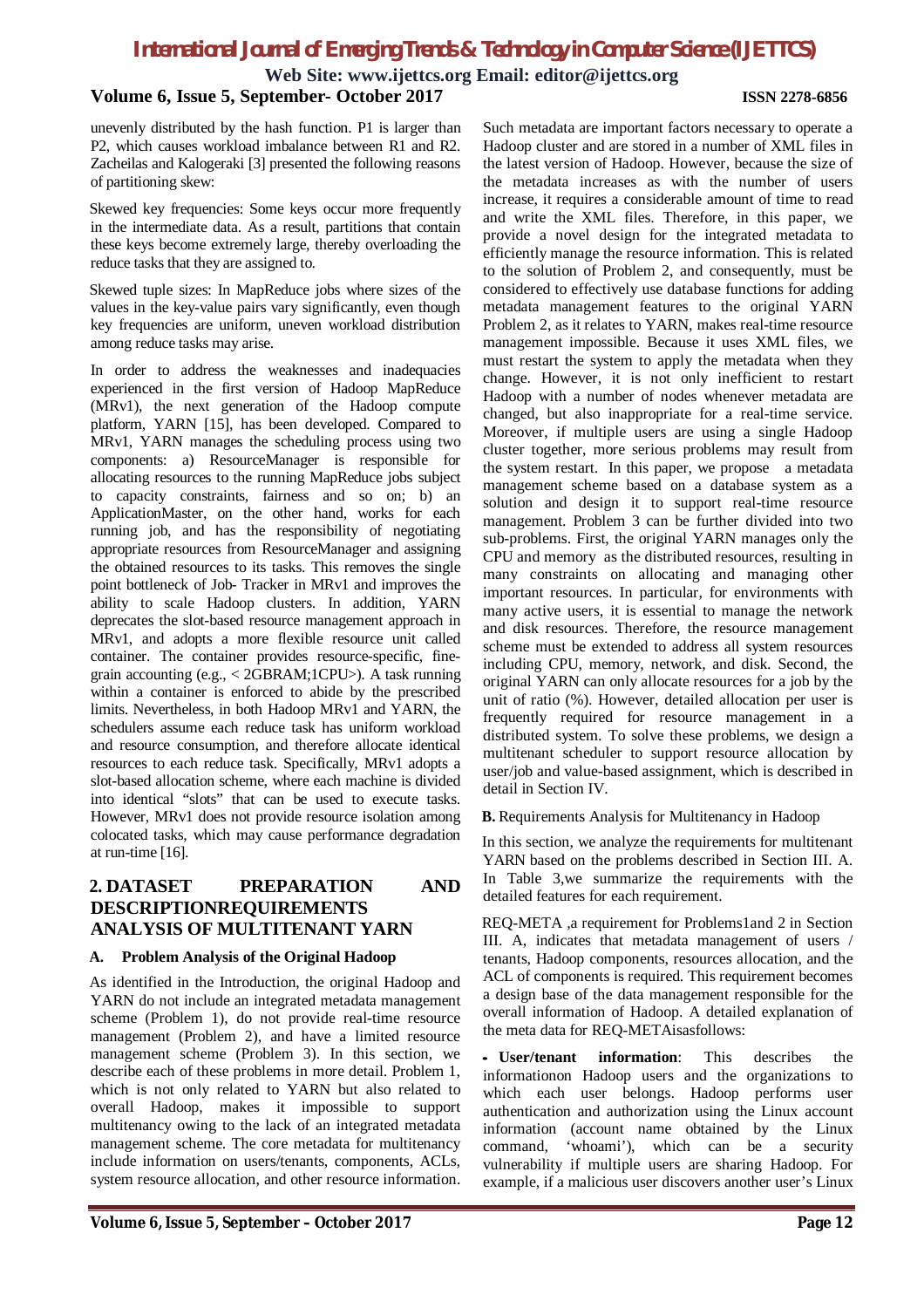unevenly distributed by the hash function. P1 is larger than P2, which causes workload imbalance between R1 and R2. Zacheilas and Kalogeraki [3] presented the following reasons of partitioning skew:

Skewed key frequencies: Some keys occur more frequently in the intermediate data. As a result, partitions that contain these keys become extremely large, thereby overloading the reduce tasks that they are assigned to.

Skewed tuple sizes: In MapReduce jobs where sizes of the values in the key-value pairs vary significantly, even though key frequencies are uniform, uneven workload distribution among reduce tasks may arise.

In order to address the weaknesses and inadequacies experienced in the first version of Hadoop MapReduce (MRv1), the next generation of the Hadoop compute platform, YARN [15], has been developed. Compared to MRv1, YARN manages the scheduling process using two components: a) ResourceManager is responsible for allocating resources to the running MapReduce jobs subject to capacity constraints, fairness and so on; b) an ApplicationMaster, on the other hand, works for each running job, and has the responsibility of negotiating appropriate resources from ResourceManager and assigning the obtained resources to its tasks. This removes the single point bottleneck of Job- Tracker in MRv1 and improves the ability to scale Hadoop clusters. In addition, YARN deprecates the slot-based resource management approach in MRv1, and adopts a more flexible resource unit called container. The container provides resource-specific, fine-grain accounting (e.g., < 2GBRAM;1CPU>). A task running within a container is enforced to abide by the prescribed limits. Nevertheless, in both Hadoop MRv1 and YARN, the schedulers assume each reduce task has uniform workload and resource consumption, and therefore allocate identical resources to each reduce task. Specifically, MRv1 adopts a slot-based allocation scheme, where each machine is divided into identical "slots" that can be used to execute tasks. However, MRv1 does not provide resource isolation among colocated tasks, which may cause performance degradation at run-time [16].

## 2. DATASET PREPARATION AND DESCRIPTIONREQUIREMENTS ANALYSIS OF MULTITENANT YARN

### A. Problem Analysis of the Original Hadoop

As identified in the Introduction, the original Hadoop and YARN do not include an integrated metadata management scheme (Problem 1), do not provide real-time resource management (Problem 2), and have a limited resource management scheme (Problem 3). In this section, we describe each of these problems in more detail. Problem 1, which is not only related to YARN but also related to overall Hadoop, makes it impossible to support multitenancy owing to the lack of an integrated metadata management scheme. The core metadata for multitenancy include information on users/tenants, components, ACLs, system resource allocation, and other resource information. Such metadata are important factors necessary to operate a Hadoop cluster and are stored in a number of XML files in the latest version of Hadoop. However, because the size of the metadata increases as with the number of users increase, it requires a considerable amount of time to read and write the XML files. Therefore, in this paper, we provide a novel design for the integrated metadata to efficiently manage the resource information. This is related to the solution of Problem 2, and consequently, must be considered to effectively use database functions for adding metadata management features to the original YARN Problem 2, as it relates to YARN, makes real-time resource management impossible. Because it uses XML files, we must restart the system to apply the metadata when they change. However, it is not only inefficient to restart Hadoop with a number of nodes whenever metadata are changed, but also inappropriate for a real-time service. Moreover, if multiple users are using a single Hadoop cluster together, more serious problems may result from the system restart. In this paper, we propose a metadata management scheme based on a database system as a solution and design it to support real-time resource management. Problem 3 can be further divided into two sub-problems. First, the original YARN manages only the CPU and memory as the distributed resources, resulting in many constraints on allocating and managing other important resources. In particular, for environments with many active users, it is essential to manage the network and disk resources. Therefore, the resource management scheme must be extended to address all system resources including CPU, memory, network, and disk. Second, the original YARN can only allocate resources for a job by the unit of ratio (%). However, detailed allocation per user is frequently required for resource management in a distributed system. To solve these problems, we design a multitenant scheduler to support resource allocation by user/job and value-based assignment, which is described in detail in Section IV.

### B. Requirements Analysis for Multitenancy in Hadoop

In this section, we analyze the requirements for multitenant YARN based on the problems described in Section III. A. In Table 3,we summarize the requirements with the detailed features for each requirement.

REQ-META ,a requirement for Problems1and 2 in Section III. A, indicates that metadata management of users / tenants, Hadoop components, resources allocation, and the ACL of components is required. This requirement becomes a design base of the data management responsible for the overall information of Hadoop. A detailed explanation of the meta data for REQ-METAisasfollows:

- **User/tenant information**: This describes the informationon Hadoop users and the organizations to which each user belongs. Hadoop performs user authentication and authorization using the Linux account information (account name obtained by the Linux command, 'whoami'), which can be a security vulnerability if multiple users are sharing Hadoop. For example, if a malicious user discovers another user's Linux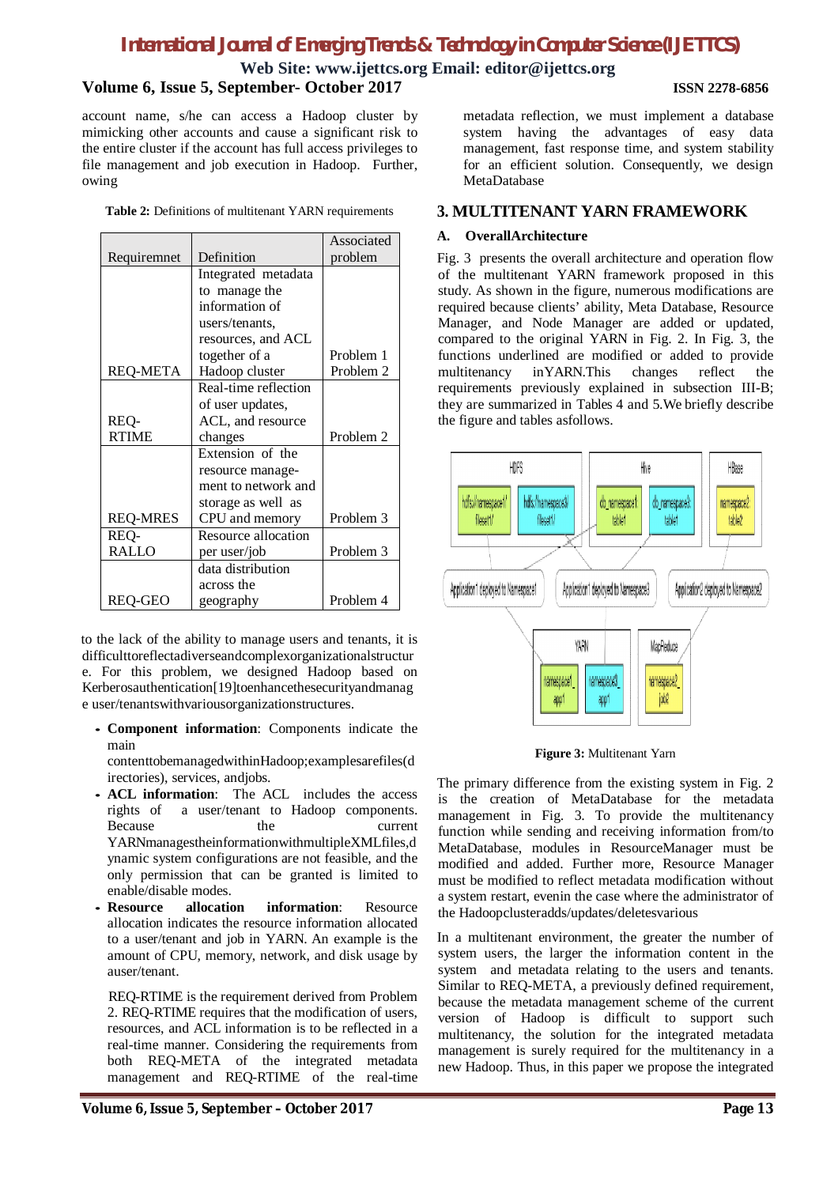account name, s/he can access a Hadoop cluster by mimicking other accounts and cause a significant risk to the entire cluster if the account has full access privileges to file management and job execution in Hadoop. Further, owing

**Table 2:** Definitions of multitenant YARN requirements

| Requiremnet | Definition | Associated problem |
|---|---|---|
| REQ-META | Integrated metadata to manage the information of users/tenants, resources, and ACL together of a Hadoop cluster | Problem 1 Problem 2 |
| REQ-RTIME | Real-time reflection of user updates, ACL, and resource changes | Problem 2 |
| REQ-MRES | Extension of the resource management to network and storage as well as CPU and memory | Problem 3 |
| REQ-RALLO | Resource allocation per user/job | Problem 3 |
| REQ-GEO | data distribution across the geography | Problem 4 |

to the lack of the ability to manage users and tenants, it is difficulttoreflectadiverseandcomplexorganizationalstructure. For this problem, we designed Hadoop based on Kerberosauthentication[19]toenhancethesecurityandmanage user/tenantswithvariousorganizationstructures.

- **Component information**: Components indicate the main contenttobemanagedwithinHadoop;examplesarefiles(directories), services, andjobs.
- **ACL information**: The ACL includes the access rights of a user/tenant to Hadoop components. Because the current YARNmanagestheinformationwithmultipleXMLfiles,dynamic system configurations are not feasible, and the only permission that can be granted is limited to enable/disable modes.
- **Resource allocation information**: Resource allocation indicates the resource information allocated to a user/tenant and job in YARN. An example is the amount of CPU, memory, network, and disk usage by auser/tenant.

REQ-RTIME is the requirement derived from Problem 2. REQ-RTIME requires that the modification of users, resources, and ACL information is to be reflected in a real-time manner. Considering the requirements from both REQ-META of the integrated metadata management and REQ-RTIME of the real-time metadata reflection, we must implement a database system having the advantages of easy data management, fast response time, and system stability for an efficient solution. Consequently, we design MetaDatabase

## 3. MULTITENANT YARN FRAMEWORK

### A. OverallArchitecture

Fig. 3 presents the overall architecture and operation flow of the multitenant YARN framework proposed in this study. As shown in the figure, numerous modifications are required because clients' ability, Meta Database, Resource Manager, and Node Manager are added or updated, compared to the original YARN in Fig. 2. In Fig. 3, the functions underlined are modified or added to provide multitenancy inYARN.This changes reflect the requirements previously explained in subsection III-B; they are summarized in Tables 4 and 5.We briefly describe the figure and tables asfollows.

**Figure 3:** Multitenant Yarn

The primary difference from the existing system in Fig. 2 is the creation of MetaDatabase for the metadata management in Fig. 3. To provide the multitenancy function while sending and receiving information from/to MetaDatabase, modules in ResourceManager must be modified and added. Further more, Resource Manager must be modified to reflect metadata modification without a system restart, evenin the case where the administrator of the Hadoopclusteradds/updates/deletesvarious

In a multitenant environment, the greater the number of system users, the larger the information content in the system and metadata relating to the users and tenants. Similar to REQ-META, a previously defined requirement, because the metadata management scheme of the current version of Hadoop is difficult to support such multitenancy, the solution for the integrated metadata management is surely required for the multitenancy in a new Hadoop. Thus, in this paper we propose the integrated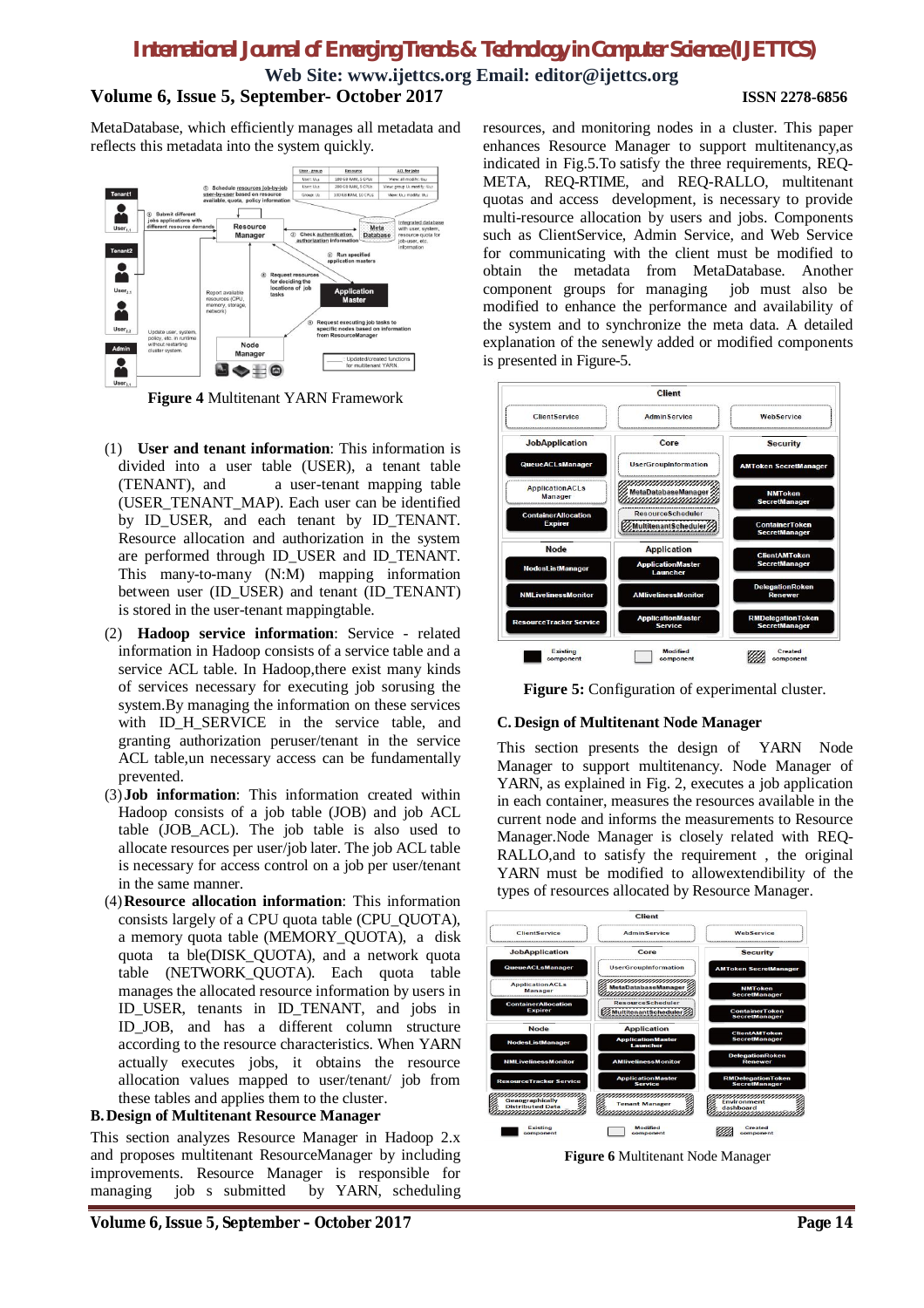MetaDatabase, which efficiently manages all metadata and reflects this metadata into the system quickly.

**Figure 4** Multitenant YARN Framework

(1) **User and tenant information**: This information is divided into a user table (USER), a tenant table (TENANT), and a user-tenant mapping table (USER_TENANT_MAP). Each user can be identified by ID_USER, and each tenant by ID_TENANT. Resource allocation and authorization in the system are performed through ID_USER and ID_TENANT. This many-to-many (N:M) mapping information between user (ID_USER) and tenant (ID_TENANT) is stored in the user-tenant mappingtable.

(2) **Hadoop service information**: Service - related information in Hadoop consists of a service table and a service ACL table. In Hadoop,there exist many kinds of services necessary for executing job sorusing the system.By managing the information on these services with ID_H_SERVICE in the service table, and granting authorization peruser/tenant in the service ACL table,un necessary access can be fundamentally prevented.

(3) **Job information**: This information created within Hadoop consists of a job table (JOB) and job ACL table (JOB_ACL). The job table is also used to allocate resources per user/job later. The job ACL table is necessary for access control on a job per user/tenant in the same manner.

(4) **Resource allocation information**: This information consists largely of a CPU quota table (CPU_QUOTA), a memory quota table (MEMORY_QUOTA), a disk quota ta ble(DISK_QUOTA), and a network quota table (NETWORK_QUOTA). Each quota table manages the allocated resource information by users in ID_USER, tenants in ID_TENANT, and jobs in ID_JOB, and has a different column structure according to the resource characteristics. When YARN actually executes jobs, it obtains the resource allocation values mapped to user/tenant/ job from these tables and applies them to the cluster.

## B. Design of Multitenant Resource Manager

This section analyzes Resource Manager in Hadoop 2.x and proposes multitenant ResourceManager by including improvements. Resource Manager is responsible for managing job s submitted by YARN, scheduling resources, and monitoring nodes in a cluster. This paper enhances Resource Manager to support multitenancy,as indicated in Fig.5.To satisfy the three requirements, REQ-META, REQ-RTIME, and REQ-RALLO, multitenant quotas and access development, is necessary to provide multi-resource allocation by users and jobs. Components such as ClientService, Admin Service, and Web Service for communicating with the client must be modified to obtain the metadata from MetaDatabase. Another component groups for managing job must also be modified to enhance the performance and availability of the system and to synchronize the meta data. A detailed explanation of the senewly added or modified components is presented in Figure-5.

**Figure 5:** Configuration of experimental cluster.

## C. Design of Multitenant Node Manager

This section presents the design of YARN Node Manager to support multitenancy. Node Manager of YARN, as explained in Fig. 2, executes a job application in each container, measures the resources available in the current node and informs the measurements to Resource Manager.Node Manager is closely related with REQ-RALLO,and to satisfy the requirement , the original YARN must be modified to allowextendibility of the types of resources allocated by Resource Manager.

**Figure 6** Multitenant Node Manager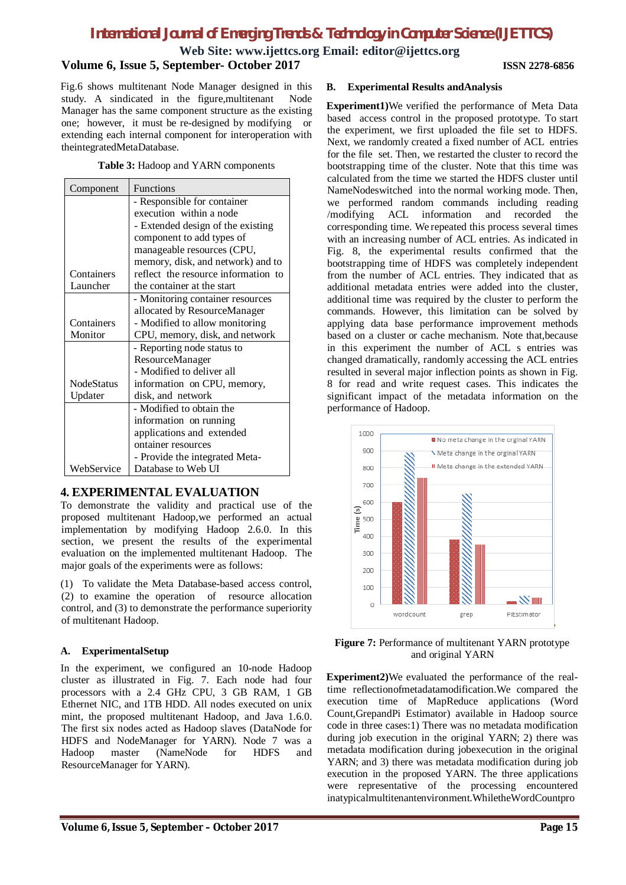Fig.6 shows multitenant Node Manager designed in this study. A sindicated in the figure,multitenant Node Manager has the same component structure as the existing one; however, it must be re-designed by modifying or extending each internal component for interoperation with theintegratedMetaDatabase.

**Table 3:** Hadoop and YARN components

| Component | Functions |
|---|---|
| Containers Launcher | - Responsible for container execution within a node<br>- Extended design of the existing component to add types of manageable resources (CPU, memory, disk, and network) and to reflect the resource information to the container at the start |
| Containers Monitor | - Monitoring container resources allocated by ResourceManager<br>- Modified to allow monitoring CPU, memory, disk, and network |
| NodeStatus Updater | - Reporting node status to ResourceManager<br>- Modified to deliver all information on CPU, memory, disk, and network |
| WebService | - Modified to obtain the information on running applications and extended ontainer resources<br>- Provide the integrated Meta-Database to Web UI |

## 4. EXPERIMENTAL EVALUATION

To demonstrate the validity and practical use of the proposed multitenant Hadoop,we performed an actual implementation by modifying Hadoop 2.6.0. In this section, we present the results of the experimental evaluation on the implemented multitenant Hadoop. The major goals of the experiments were as follows:

(1) To validate the Meta Database-based access control, (2) to examine the operation of resource allocation control, and (3) to demonstrate the performance superiority of multitenant Hadoop.

### A. ExperimentalSetup

In the experiment, we configured an 10-node Hadoop cluster as illustrated in Fig. 7. Each node had four processors with a 2.4 GHz CPU, 3 GB RAM, 1 GB Ethernet NIC, and 1TB HDD. All nodes executed on unix mint, the proposed multitenant Hadoop, and Java 1.6.0. The first six nodes acted as Hadoop slaves (DataNode for HDFS and NodeManager for YARN). Node 7 was a Hadoop master (NameNode for HDFS and ResourceManager for YARN).

### B. Experimental Results andAnalysis

**Experiment1)**We verified the performance of Meta Data based access control in the proposed prototype. To start the experiment, we first uploaded the file set to HDFS. Next, we randomly created a fixed number of ACL entries for the file set. Then, we restarted the cluster to record the bootstrapping time of the cluster. Note that this time was calculated from the time we started the HDFS cluster until NameNodeswitched into the normal working mode. Then, we performed random commands including reading /modifying ACL information and recorded the corresponding time. We repeated this process several times with an increasing number of ACL entries. As indicated in Fig. 8, the experimental results confirmed that the bootstrapping time of HDFS was completely independent from the number of ACL entries. They indicated that as additional metadata entries were added into the cluster, additional time was required by the cluster to perform the commands. However, this limitation can be solved by applying data base performance improvement methods based on a cluster or cache mechanism. Note that,because in this experiment the number of ACL s entries was changed dramatically, randomly accessing the ACL entries resulted in several major inflection points as shown in Fig. 8 for read and write request cases. This indicates the significant impact of the metadata information on the performance of Hadoop.

**Figure 7:** Performance of multitenant YARN prototype and original YARN

**Experiment2)**We evaluated the performance of the real-time reflectionofmetadatamodification.We compared the execution time of MapReduce applications (Word Count,GrepandPi Estimator) available in Hadoop source code in three cases:1) There was no metadata modification during job execution in the original YARN; 2) there was metadata modification during jobexecution in the original YARN; and 3) there was metadata modification during job execution in the proposed YARN. The three applications were representative of the processing encountered inatypicalmultitenantenvironment.WhiletheWordCountpro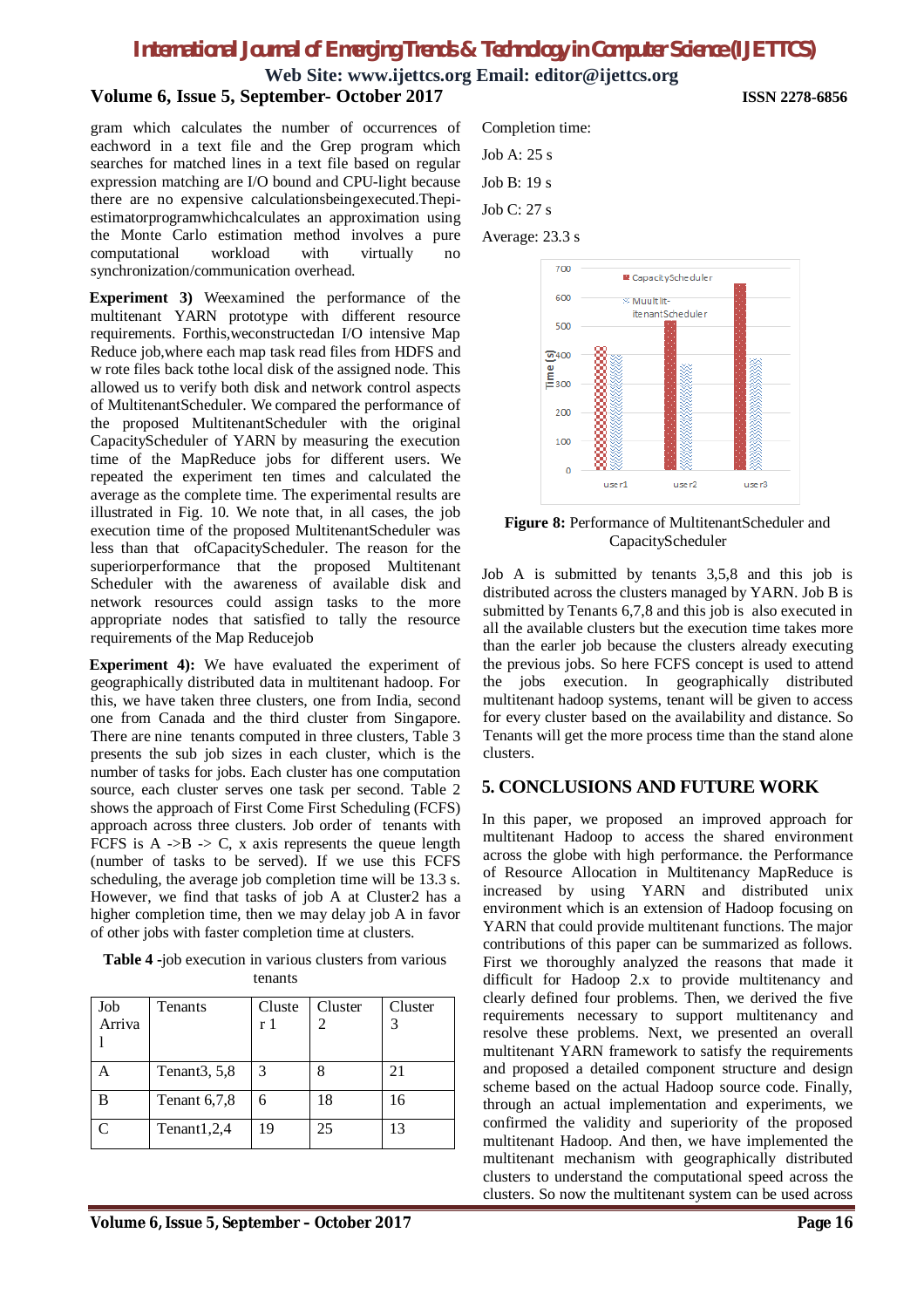gram which calculates the number of occurrences of eachword in a text file and the Grep program which searches for matched lines in a text file based on regular expression matching are I/O bound and CPU-light because there are no expensive calculationsbeingexecuted.Thepi-estimatorprogramwhichcalculates an approximation using the Monte Carlo estimation method involves a pure computational workload with virtually no synchronization/communication overhead.

**Experiment 3)** Weexamined the performance of the multitenant YARN prototype with different resource requirements. Forthis,weconstructedan I/O intensive Map Reduce job,where each map task read files from HDFS and w rote files back tothe local disk of the assigned node. This allowed us to verify both disk and network control aspects of MultitenantScheduler. We compared the performance of the proposed MultitenantScheduler with the original CapacityScheduler of YARN by measuring the execution time of the MapReduce jobs for different users. We repeated the experiment ten times and calculated the average as the complete time. The experimental results are illustrated in Fig. 10. We note that, in all cases, the job execution time of the proposed MultitenantScheduler was less than that ofCapacityScheduler. The reason for the superiorperformance that the proposed Multitenant Scheduler with the awareness of available disk and network resources could assign tasks to the more appropriate nodes that satisfied to tally the resource requirements of the Map Reducejob

**Experiment 4):** We have evaluated the experiment of geographically distributed data in multitenant hadoop. For this, we have taken three clusters, one from India, second one from Canada and the third cluster from Singapore. There are nine tenants computed in three clusters, Table 3 presents the sub job sizes in each cluster, which is the number of tasks for jobs. Each cluster has one computation source, each cluster serves one task per second. Table 2 shows the approach of First Come First Scheduling (FCFS) approach across three clusters. Job order of tenants with FCFS is A ->B -> C, x axis represents the queue length (number of tasks to be served). If we use this FCFS scheduling, the average job completion time will be 13.3 s. However, we find that tasks of job A at Cluster2 has a higher completion time, then we may delay job A in favor of other jobs with faster completion time at clusters.

**Table 4** -job execution in various clusters from various tenants

| Job Arrival | Tenants | Cluster 1 | Cluster 2 | Cluster 3 |
|---|---|---|---|---|
| A | Tenant3, 5,8 | 3 | 8 | 21 |
| B | Tenant 6,7,8 | 6 | 18 | 16 |
| C | Tenant1,2,4 | 19 | 25 | 13 |

Completion time:

Job A: 25 s

Job B: 19 s

Job C: 27 s

Average: 23.3 s

**Figure 8:** Performance of MultitenantScheduler and CapacityScheduler

Job A is submitted by tenants 3,5,8 and this job is distributed across the clusters managed by YARN. Job B is submitted by Tenants 6,7,8 and this job is also executed in all the available clusters but the execution time takes more than the earler job because the clusters already executing the previous jobs. So here FCFS concept is used to attend the jobs execution. In geographically distributed multitenant hadoop systems, tenant will be given to access for every cluster based on the availability and distance. So Tenants will get the more process time than the stand alone clusters.

## 5. CONCLUSIONS AND FUTURE WORK

In this paper, we proposed an improved approach for multitenant Hadoop to access the shared environment across the globe with high performance. the Performance of Resource Allocation in Multitenancy MapReduce is increased by using YARN and distributed unix environment which is an extension of Hadoop focusing on YARN that could provide multitenant functions. The major contributions of this paper can be summarized as follows. First we thoroughly analyzed the reasons that made it difficult for Hadoop 2.x to provide multitenancy and clearly defined four problems. Then, we derived the five requirements necessary to support multitenancy and resolve these problems. Next, we presented an overall multitenant YARN framework to satisfy the requirements and proposed a detailed component structure and design scheme based on the actual Hadoop source code. Finally, through an actual implementation and experiments, we confirmed the validity and superiority of the proposed multitenant Hadoop. And then, we have implemented the multitenant mechanism with geographically distributed clusters to understand the computational speed across the clusters. So now the multitenant system can be used across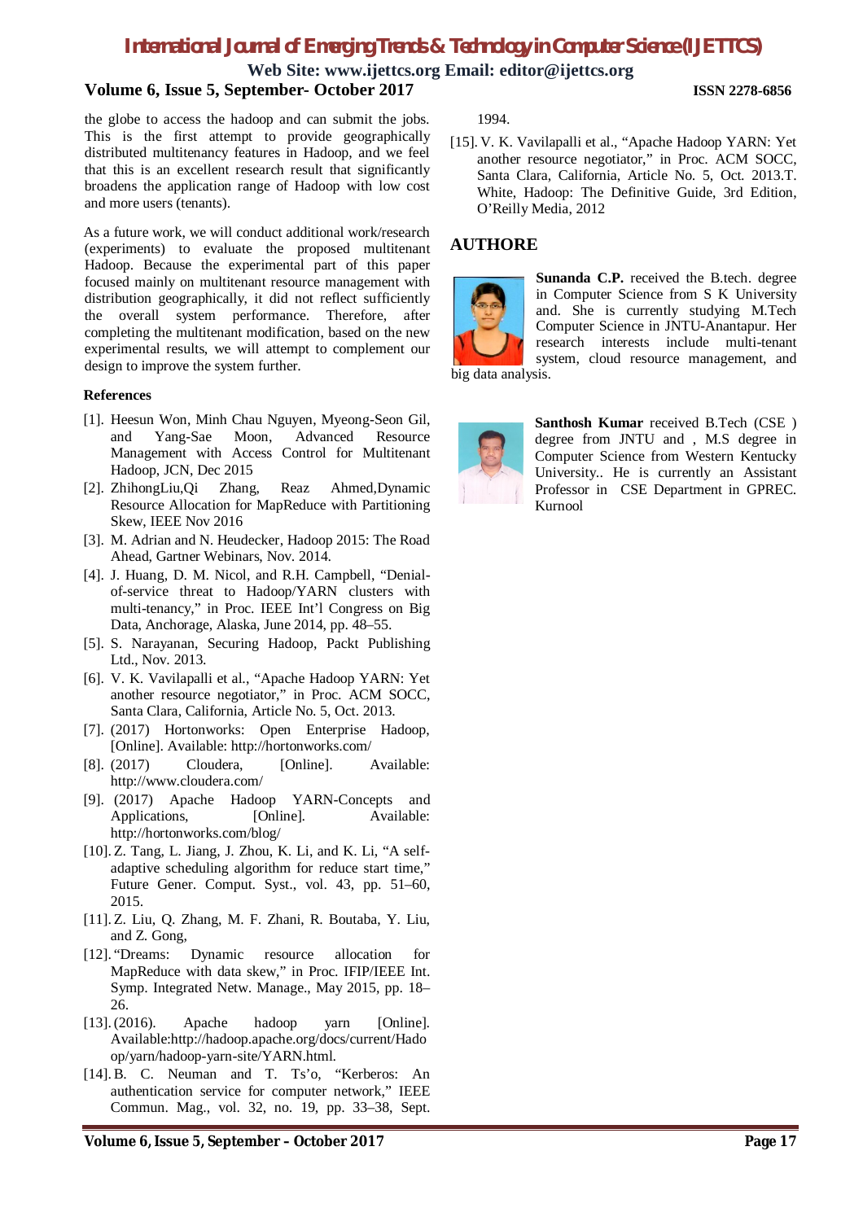the globe to access the hadoop and can submit the jobs. This is the first attempt to provide geographically distributed multitenancy features in Hadoop, and we feel that this is an excellent research result that significantly broadens the application range of Hadoop with low cost and more users (tenants).

As a future work, we will conduct additional work/research (experiments) to evaluate the proposed multitenant Hadoop. Because the experimental part of this paper focused mainly on multitenant resource management with distribution geographically, it did not reflect sufficiently the overall system performance. Therefore, after completing the multitenant modification, based on the new experimental results, we will attempt to complement our design to improve the system further.

### References

[1]. Heesun Won, Minh Chau Nguyen, Myeong-Seon Gil, and Yang-Sae Moon, Advanced Resource Management with Access Control for Multitenant Hadoop, JCN, Dec 2015

[2]. ZhihongLiu,Qi Zhang, Reaz Ahmed,Dynamic Resource Allocation for MapReduce with Partitioning Skew, IEEE Nov 2016

[3]. M. Adrian and N. Heudecker, Hadoop 2015: The Road Ahead, Gartner Webinars, Nov. 2014.

[4]. J. Huang, D. M. Nicol, and R.H. Campbell, "Denial-of-service threat to Hadoop/YARN clusters with multi-tenancy," in Proc. IEEE Int'l Congress on Big Data, Anchorage, Alaska, June 2014, pp. 48–55.

[5]. S. Narayanan, Securing Hadoop, Packt Publishing Ltd., Nov. 2013.

[6]. V. K. Vavilapalli et al., "Apache Hadoop YARN: Yet another resource negotiator," in Proc. ACM SOCC, Santa Clara, California, Article No. 5, Oct. 2013.

[7]. (2017) Hortonworks: Open Enterprise Hadoop, [Online]. Available: http://hortonworks.com/

[8]. (2017) Cloudera, [Online]. Available: http://www.cloudera.com/

[9]. (2017) Apache Hadoop YARN-Concepts and Applications, [Online]. Available: http://hortonworks.com/blog/

[10]. Z. Tang, L. Jiang, J. Zhou, K. Li, and K. Li, "A self-adaptive scheduling algorithm for reduce start time," Future Gener. Comput. Syst., vol. 43, pp. 51–60, 2015.

[11]. Z. Liu, Q. Zhang, M. F. Zhani, R. Boutaba, Y. Liu, and Z. Gong,

[12]. "Dreams: Dynamic resource allocation for MapReduce with data skew," in Proc. IFIP/IEEE Int. Symp. Integrated Netw. Manage., May 2015, pp. 18–26.

[13]. (2016). Apache hadoop yarn [Online]. Available:http://hadoop.apache.org/docs/current/Hadoop/yarn/hadoop-yarn-site/YARN.html.

[14]. B. C. Neuman and T. Ts'o, "Kerberos: An authentication service for computer network," IEEE Commun. Mag., vol. 32, no. 19, pp. 33–38, Sept. 1994.

[15]. V. K. Vavilapalli et al., "Apache Hadoop YARN: Yet another resource negotiator," in Proc. ACM SOCC, Santa Clara, California, Article No. 5, Oct. 2013.T. White, Hadoop: The Definitive Guide, 3rd Edition, O'Reilly Media, 2012

## AUTHORE

**Sunanda C.P.** received the B.tech. degree in Computer Science from S K University and. She is currently studying M.Tech Computer Science in JNTU-Anantapur. Her research interests include multi-tenant system, cloud resource management, and big data analysis.

**Santhosh Kumar** received B.Tech (CSE ) degree from JNTU and , M.S degree in Computer Science from Western Kentucky University.. He is currently an Assistant Professor in CSE Department in GPREC. Kurnool